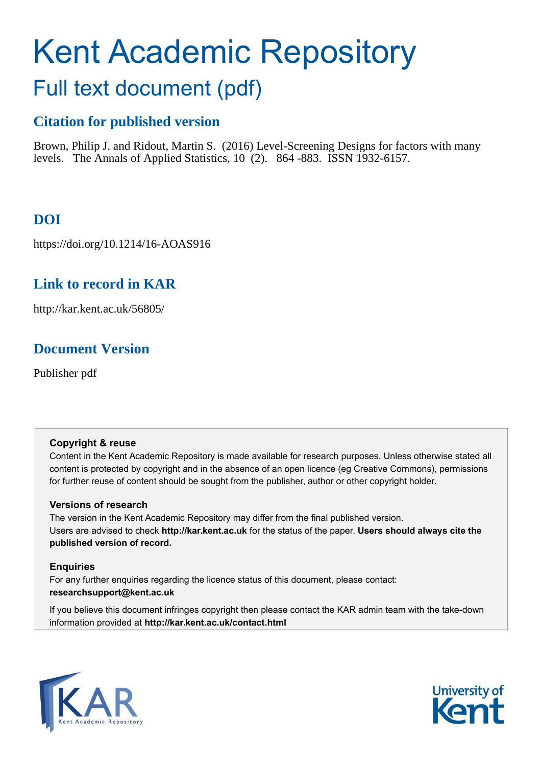# Kent Academic Repository

## Full text document (pdf)

### Citation for published version

Brown, Philip J. and Ridout, Martin S. (2016) Level-Screening Designs for factors with many levels. The Annals of Applied Statistics, 10 (2). 864 -883. ISSN 1932-6157.

### DOI

https://doi.org/10.1214/16-AOAS916

### Link to record in KAR

http://kar.kent.ac.uk/56805/

### Document Version

Publisher pdf

**Copyright & reuse**

Content in the Kent Academic Repository is made available for research purposes. Unless otherwise stated all content is protected by copyright and in the absence of an open licence (eg Creative Commons), permissions for further reuse of content should be sought from the publisher, author or other copyright holder.

**Versions of research**

The version in the Kent Academic Repository may differ from the final published version. Users are advised to check **http://kar.kent.ac.uk** for the status of the paper. **Users should always cite the published version of record.**

**Enquiries**

For any further enquiries regarding the licence status of this document, please contact: **researchsupport@kent.ac.uk**

If you believe this document infringes copyright then please contact the KAR admin team with the take-down information provided at **http://kar.kent.ac.uk/contact.html**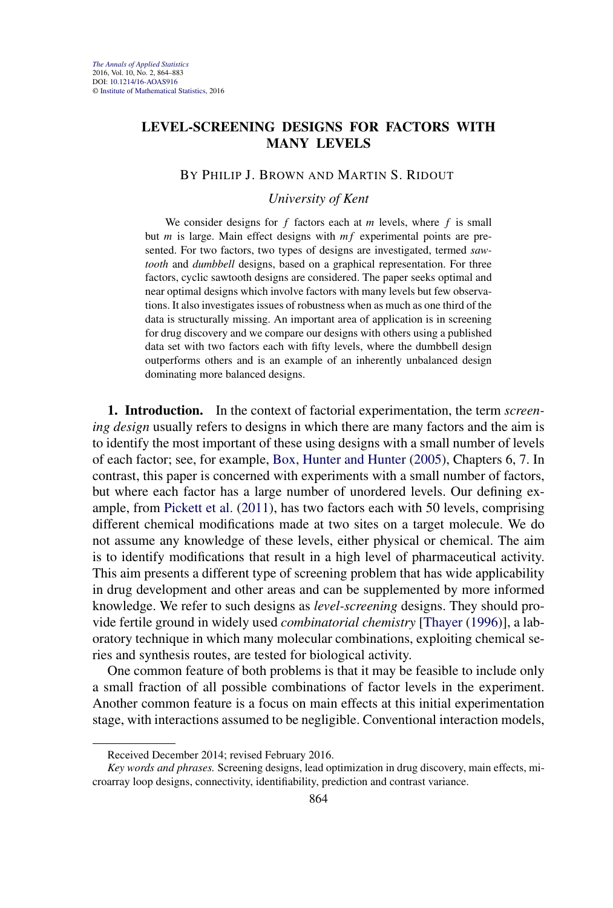# LEVEL-SCREENING DESIGNS FOR FACTORS WITH MANY LEVELS

BY PHILIP J. BROWN AND MARTIN S. RIDOUT

*University of Kent*

We consider designs for $f$ factors each at $m$ levels, where $f$ is small but $m$ is large. Main effect designs with $mf$ experimental points are presented. For two factors, two types of designs are investigated, termed *sawtooth* and *dumbbell* designs, based on a graphical representation. For three factors, cyclic sawtooth designs are considered. The paper seeks optimal and near optimal designs which involve factors with many levels but few observations. It also investigates issues of robustness when as much as one third of the data is structurally missing. An important area of application is in screening for drug discovery and we compare our designs with others using a published data set with two factors each with fifty levels, where the dumbbell design outperforms others and is an example of an inherently unbalanced design dominating more balanced designs.

**1. Introduction.** In the context of factorial experimentation, the term *screening design* usually refers to designs in which there are many factors and the aim is to identify the most important of these using designs with a small number of levels of each factor; see, for example, Box, Hunter and Hunter (2005), Chapters 6, 7. In contrast, this paper is concerned with experiments with a small number of factors, but where each factor has a large number of unordered levels. Our defining example, from Pickett et al. (2011), has two factors each with 50 levels, comprising different chemical modifications made at two sites on a target molecule. We do not assume any knowledge of these levels, either physical or chemical. The aim is to identify modifications that result in a high level of pharmaceutical activity. This aim presents a different type of screening problem that has wide applicability in drug development and other areas and can be supplemented by more informed knowledge. We refer to such designs as *level-screening* designs. They should provide fertile ground in widely used *combinatorial chemistry* [Thayer (1996)], a laboratory technique in which many molecular combinations, exploiting chemical series and synthesis routes, are tested for biological activity.

One common feature of both problems is that it may be feasible to include only a small fraction of all possible combinations of factor levels in the experiment. Another common feature is a focus on main effects at this initial experimentation stage, with interactions assumed to be negligible. Conventional interaction models,

Received December 2014; revised February 2016.

*Key words and phrases.* Screening designs, lead optimization in drug discovery, main effects, microarray loop designs, connectivity, identifiability, prediction and contrast variance.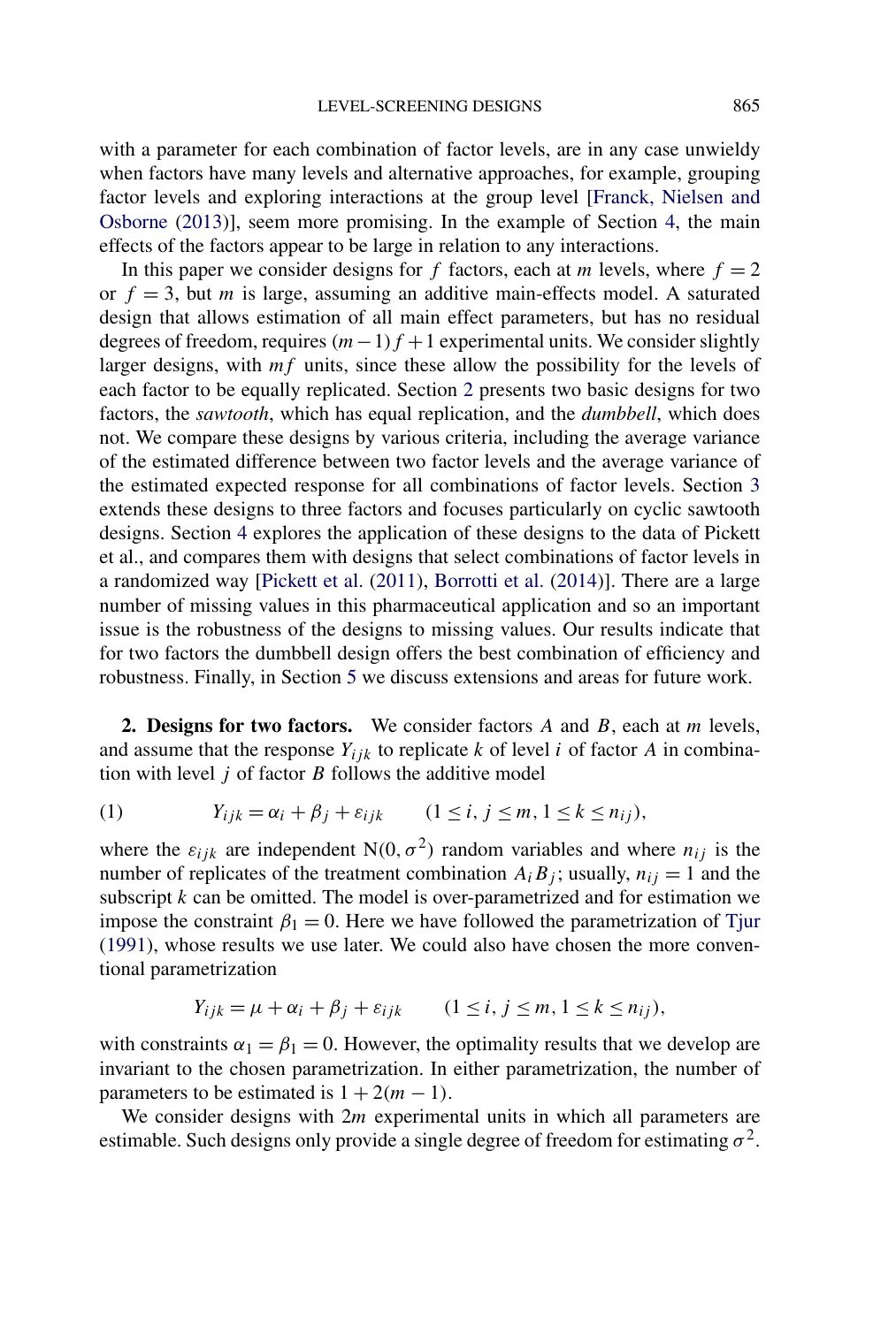with a parameter for each combination of factor levels, are in any case unwieldy when factors have many levels and alternative approaches, for example, grouping factor levels and exploring interactions at the group level [Franck, Nielsen and Osborne (2013)], seem more promising. In the example of Section 4, the main effects of the factors appear to be large in relation to any interactions.

In this paper we consider designs for $f$ factors, each at $m$ levels, where $f = 2$ or $f = 3$, but $m$ is large, assuming an additive main-effects model. A saturated design that allows estimation of all main effect parameters, but has no residual degrees of freedom, requires $(m-1)f + 1$ experimental units. We consider slightly larger designs, with $mf$ units, since these allow the possibility for the levels of each factor to be equally replicated. Section 2 presents two basic designs for two factors, the *sawtooth*, which has equal replication, and the *dumbbell*, which does not. We compare these designs by various criteria, including the average variance of the estimated difference between two factor levels and the average variance of the estimated expected response for all combinations of factor levels. Section 3 extends these designs to three factors and focuses particularly on cyclic sawtooth designs. Section 4 explores the application of these designs to the data of Pickett et al., and compares them with designs that select combinations of factor levels in a randomized way [Pickett et al. (2011), Borrotti et al. (2014)]. There are a large number of missing values in this pharmaceutical application and so an important issue is the robustness of the designs to missing values. Our results indicate that for two factors the dumbbell design offers the best combination of efficiency and robustness. Finally, in Section 5 we discuss extensions and areas for future work.

## 2. Designs for two factors.

We consider factors $A$ and $B$, each at $m$ levels, and assume that the response $Y_{ijk}$ to replicate $k$ of level $i$ of factor $A$ in combination with level $j$ of factor $B$ follows the additive model

$$Y_{ijk} = \alpha_i + \beta_j + \varepsilon_{ijk} \qquad (1 \le i, j \le m, 1 \le k \le n_{ij}), \tag{1}$$

where the $\varepsilon_{ijk}$ are independent $\mathrm{N}(0, \sigma^2)$ random variables and where $n_{ij}$ is the number of replicates of the treatment combination $A_i B_j$; usually, $n_{ij} = 1$ and the subscript $k$ can be omitted. The model is over-parametrized and for estimation we impose the constraint $\beta_1 = 0$. Here we have followed the parametrization of Tjur (1991), whose results we use later. We could also have chosen the more conventional parametrization

$$Y_{ijk} = \mu + \alpha_i + \beta_j + \varepsilon_{ijk} \qquad (1 \le i, j \le m, 1 \le k \le n_{ij}),$$

with constraints $\alpha_1 = \beta_1 = 0$. However, the optimality results that we develop are invariant to the chosen parametrization. In either parametrization, the number of parameters to be estimated is $1 + 2(m-1)$.

We consider designs with $2m$ experimental units in which all parameters are estimable. Such designs only provide a single degree of freedom for estimating $\sigma^2$.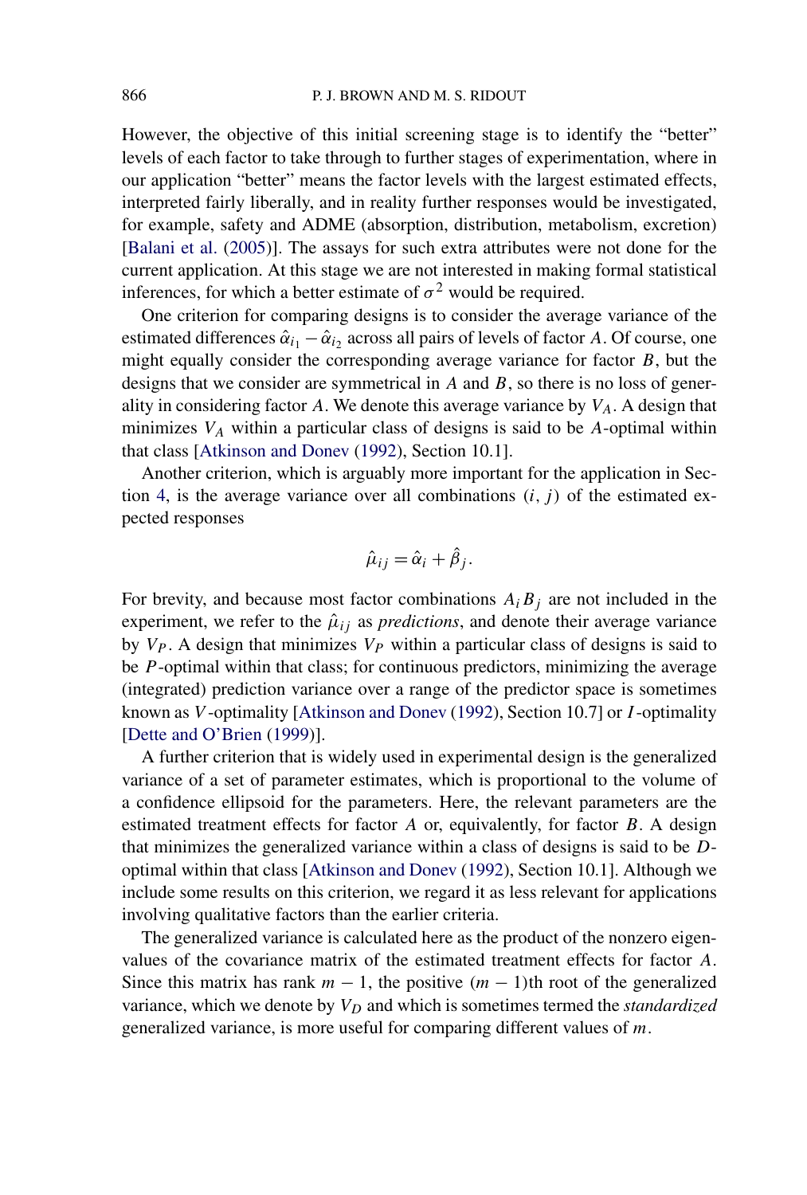However, the objective of this initial screening stage is to identify the "better" levels of each factor to take through to further stages of experimentation, where in our application "better" means the factor levels with the largest estimated effects, interpreted fairly liberally, and in reality further responses would be investigated, for example, safety and ADME (absorption, distribution, metabolism, excretion) [Balani et al. (2005)]. The assays for such extra attributes were not done for the current application. At this stage we are not interested in making formal statistical inferences, for which a better estimate of $\sigma^2$ would be required.

One criterion for comparing designs is to consider the average variance of the estimated differences $\hat{\alpha}_{i_1} - \hat{\alpha}_{i_2}$ across all pairs of levels of factor $A$. Of course, one might equally consider the corresponding average variance for factor $B$, but the designs that we consider are symmetrical in $A$ and $B$, so there is no loss of generality in considering factor $A$. We denote this average variance by $V_A$. A design that minimizes $V_A$ within a particular class of designs is said to be $A$-optimal within that class [Atkinson and Donev (1992), Section 10.1].

Another criterion, which is arguably more important for the application in Section 4, is the average variance over all combinations $(i, j)$ of the estimated expected responses

$$\hat{\mu}_{ij} = \hat{\alpha}_i + \hat{\beta}_j.$$

For brevity, and because most factor combinations $A_i B_j$ are not included in the experiment, we refer to the $\hat{\mu}_{ij}$ as *predictions*, and denote their average variance by $V_P$. A design that minimizes $V_P$ within a particular class of designs is said to be $P$-optimal within that class; for continuous predictors, minimizing the average (integrated) prediction variance over a range of the predictor space is sometimes known as $V$-optimality [Atkinson and Donev (1992), Section 10.7] or $I$-optimality [Dette and O'Brien (1999)].

A further criterion that is widely used in experimental design is the generalized variance of a set of parameter estimates, which is proportional to the volume of a confidence ellipsoid for the parameters. Here, the relevant parameters are the estimated treatment effects for factor $A$ or, equivalently, for factor $B$. A design that minimizes the generalized variance within a class of designs is said to be $D$-optimal within that class [Atkinson and Donev (1992), Section 10.1]. Although we include some results on this criterion, we regard it as less relevant for applications involving qualitative factors than the earlier criteria.

The generalized variance is calculated here as the product of the nonzero eigenvalues of the covariance matrix of the estimated treatment effects for factor $A$. Since this matrix has rank $m - 1$, the positive $(m - 1)$th root of the generalized variance, which we denote by $V_D$ and which is sometimes termed the *standardized* generalized variance, is more useful for comparing different values of $m$.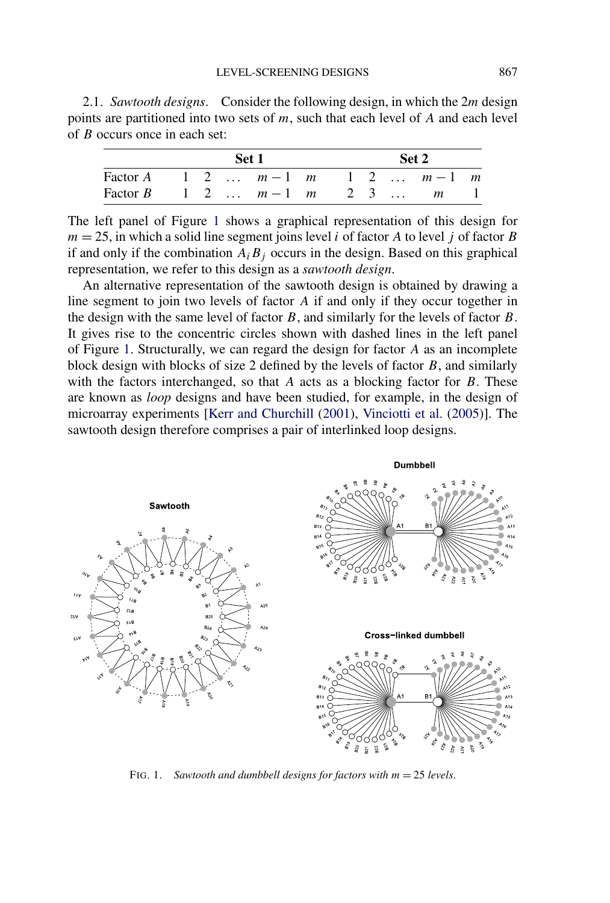2.1. *Sawtooth designs*. Consider the following design, in which the $2m$ design points are partitioned into two sets of $m$, such that each level of $A$ and each level of $B$ occurs once in each set:

| | Set 1 | | | | | Set 2 | | | | |
|---|---|---|---|---|---|---|---|---|---|---|
| Factor $A$ | 1 | 2 | … | $m-1$ | $m$ | 1 | 2 | … | $m-1$ | $m$ |
| Factor $B$ | 1 | 2 | … | $m-1$ | $m$ | 2 | 3 | … | $m$ | 1 |

The left panel of Figure 1 shows a graphical representation of this design for $m = 25$, in which a solid line segment joins level $i$ of factor $A$ to level $j$ of factor $B$ if and only if the combination $A_i B_j$ occurs in the design. Based on this graphical representation, we refer to this design as a *sawtooth design*.

An alternative representation of the sawtooth design is obtained by drawing a line segment to join two levels of factor $A$ if and only if they occur together in the design with the same level of factor $B$, and similarly for the levels of factor $B$. It gives rise to the concentric circles shown with dashed lines in the left panel of Figure 1. Structurally, we can regard the design for factor $A$ as an incomplete block design with blocks of size 2 defined by the levels of factor $B$, and similarly with the factors interchanged, so that $A$ acts as a blocking factor for $B$. These are known as *loop* designs and have been studied, for example, in the design of microarray experiments [Kerr and Churchill (2001), Vinciotti et al. (2005)]. The sawtooth design therefore comprises a pair of interlinked loop designs.

FIG. 1. *Sawtooth and dumbbell designs for factors with $m = 25$ levels.*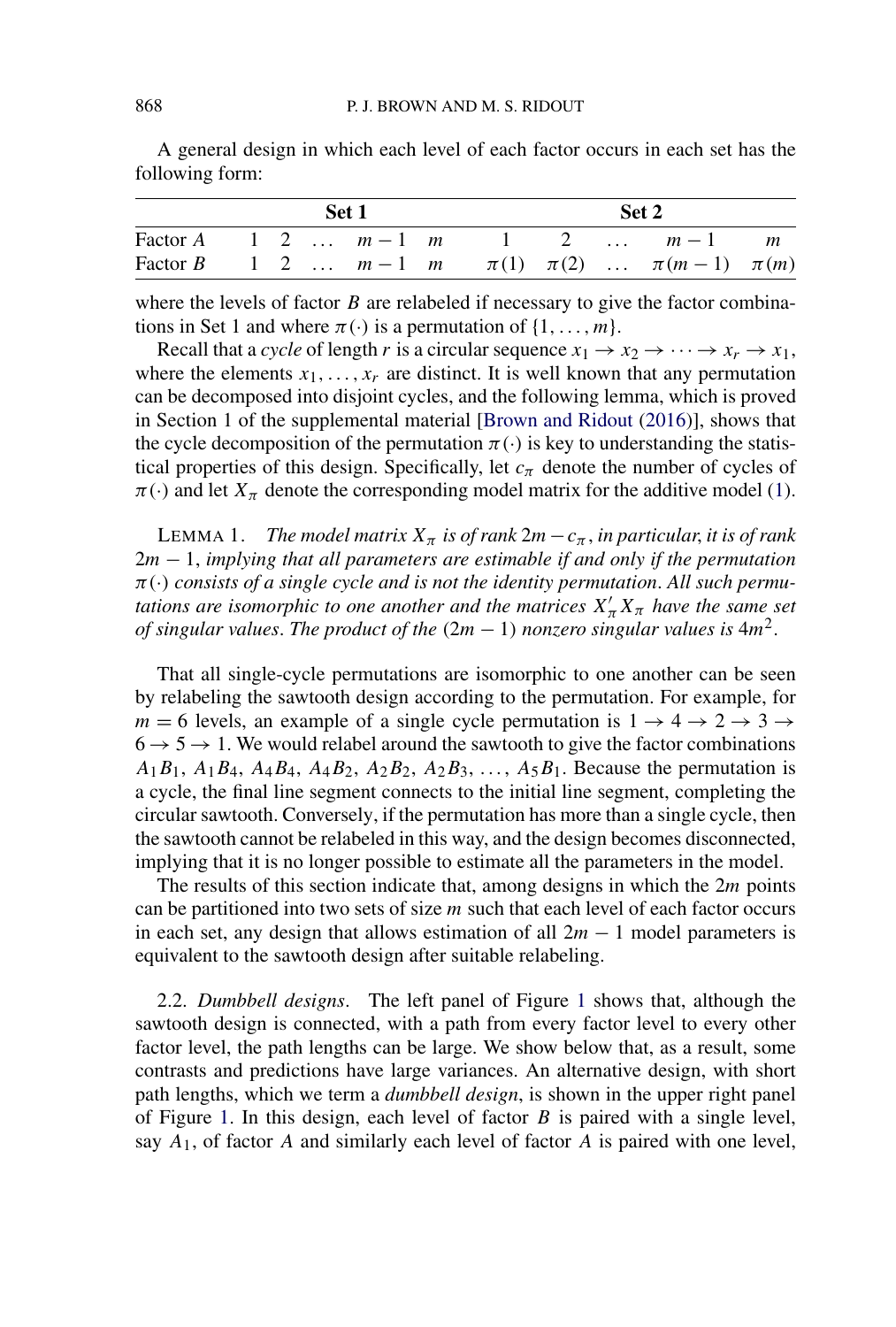A general design in which each level of each factor occurs in each set has the following form:

| | Set 1 | | | | | Set 2 | | | | |
|---|---|---|---|---|---|---|---|---|---|---|
| Factor $A$ | 1 | 2 | … | $m-1$ | $m$ | 1 | 2 | … | $m-1$ | $m$ |
| Factor $B$ | 1 | 2 | … | $m-1$ | $m$ | $\pi(1)$ | $\pi(2)$ | … | $\pi(m-1)$ | $\pi(m)$ |

where the levels of factor $B$ are relabeled if necessary to give the factor combinations in Set 1 and where $\pi(\cdot)$ is a permutation of $\{1,\dots,m\}$.

Recall that a *cycle* of length $r$ is a circular sequence $x_1 \to x_2 \to \cdots \to x_r \to x_1$, where the elements $x_1,\dots,x_r$ are distinct. It is well known that any permutation can be decomposed into disjoint cycles, and the following lemma, which is proved in Section 1 of the supplemental material [Brown and Ridout (2016)], shows that the cycle decomposition of the permutation $\pi(\cdot)$ is key to understanding the statistical properties of this design. Specifically, let $c_\pi$ denote the number of cycles of $\pi(\cdot)$ and let $X_\pi$ denote the corresponding model matrix for the additive model (1).

LEMMA 1. *The model matrix $X_\pi$ is of rank $2m - c_\pi$, in particular, it is of rank $2m-1$, implying that all parameters are estimable if and only if the permutation $\pi(\cdot)$ consists of a single cycle and is not the identity permutation. All such permutations are isomorphic to one another and the matrices $X_\pi' X_\pi$ have the same set of singular values. The product of the $(2m-1)$ nonzero singular values is $4m^2$.*

That all single-cycle permutations are isomorphic to one another can be seen by relabeling the sawtooth design according to the permutation. For example, for $m = 6$ levels, an example of a single cycle permutation is $1 \to 4 \to 2 \to 3 \to 6 \to 5 \to 1$. We would relabel around the sawtooth to give the factor combinations $A_1B_1$, $A_1B_4$, $A_4B_4$, $A_4B_2$, $A_2B_2$, $A_2B_3$, …, $A_5B_1$. Because the permutation is a cycle, the final line segment connects to the initial line segment, completing the circular sawtooth. Conversely, if the permutation has more than a single cycle, then the sawtooth cannot be relabeled in this way, and the design becomes disconnected, implying that it is no longer possible to estimate all the parameters in the model.

The results of this section indicate that, among designs in which the $2m$ points can be partitioned into two sets of size $m$ such that each level of each factor occurs in each set, any design that allows estimation of all $2m-1$ model parameters is equivalent to the sawtooth design after suitable relabeling.

2.2. *Dumbbell designs*. The left panel of Figure 1 shows that, although the sawtooth design is connected, with a path from every factor level to every other factor level, the path lengths can be large. We show below that, as a result, some contrasts and predictions have large variances. An alternative design, with short path lengths, which we term a *dumbbell design*, is shown in the upper right panel of Figure 1. In this design, each level of factor $B$ is paired with a single level, say $A_1$, of factor $A$ and similarly each level of factor $A$ is paired with one level,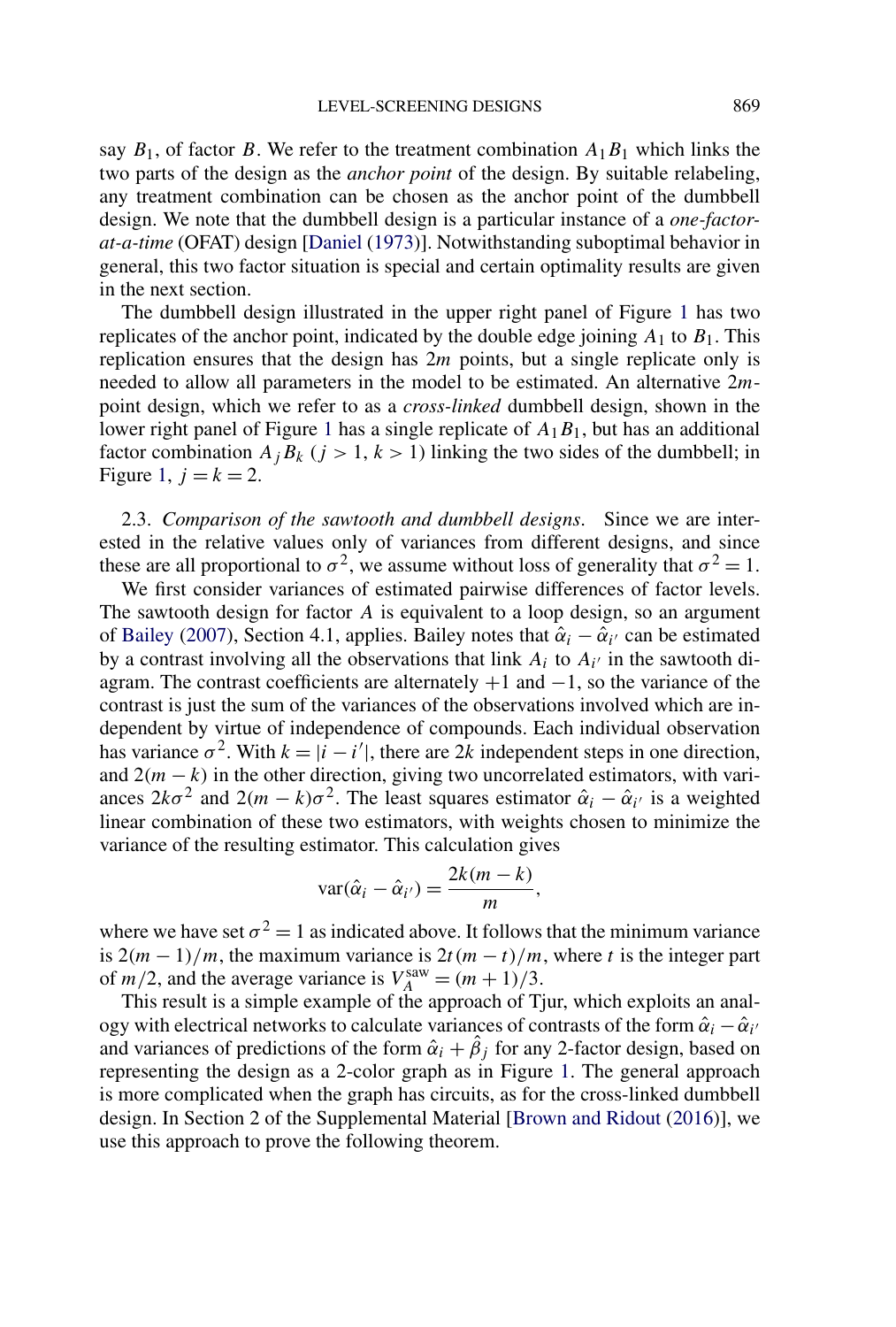say $B_1$, of factor $B$. We refer to the treatment combination $A_1B_1$ which links the two parts of the design as the *anchor point* of the design. By suitable relabeling, any treatment combination can be chosen as the anchor point of the dumbbell design. We note that the dumbbell design is a particular instance of a *one-factor-at-a-time* (OFAT) design [Daniel (1973)]. Notwithstanding suboptimal behavior in general, this two factor situation is special and certain optimality results are given in the next section.

The dumbbell design illustrated in the upper right panel of Figure 1 has two replicates of the anchor point, indicated by the double edge joining $A_1$ to $B_1$. This replication ensures that the design has $2m$ points, but a single replicate only is needed to allow all parameters in the model to be estimated. An alternative $2m$-point design, which we refer to as a *cross-linked* dumbbell design, shown in the lower right panel of Figure 1 has a single replicate of $A_1B_1$, but has an additional factor combination $A_jB_k$ ($j > 1$, $k > 1$) linking the two sides of the dumbbell; in Figure 1, $j = k = 2$.

2.3. *Comparison of the sawtooth and dumbbell designs*. Since we are interested in the relative values only of variances from different designs, and since these are all proportional to $\sigma^2$, we assume without loss of generality that $\sigma^2 = 1$.

We first consider variances of estimated pairwise differences of factor levels. The sawtooth design for factor $A$ is equivalent to a loop design, so an argument of Bailey (2007), Section 4.1, applies. Bailey notes that $\hat{\alpha}_i - \hat{\alpha}_{i'}$ can be estimated by a contrast involving all the observations that link $A_i$ to $A_{i'}$ in the sawtooth diagram. The contrast coefficients are alternately $+1$ and $-1$, so the variance of the contrast is just the sum of the variances of the observations involved which are independent by virtue of independence of compounds. Each individual observation has variance $\sigma^2$. With $k = |i - i'|$, there are $2k$ independent steps in one direction, and $2(m-k)$ in the other direction, giving two uncorrelated estimators, with variances $2k\sigma^2$ and $2(m-k)\sigma^2$. The least squares estimator $\hat{\alpha}_i - \hat{\alpha}_{i'}$ is a weighted linear combination of these two estimators, with weights chosen to minimize the variance of the resulting estimator. This calculation gives

$$\operatorname{var}(\hat{\alpha}_i - \hat{\alpha}_{i'}) = \frac{2k(m-k)}{m},$$

where we have set $\sigma^2 = 1$ as indicated above. It follows that the minimum variance is $2(m-1)/m$, the maximum variance is $2t(m-t)/m$, where $t$ is the integer part of $m/2$, and the average variance is $V_A^{\text{saw}} = (m+1)/3$.

This result is a simple example of the approach of Tjur, which exploits an analogy with electrical networks to calculate variances of contrasts of the form $\hat{\alpha}_i - \hat{\alpha}_{i'}$ and variances of predictions of the form $\hat{\alpha}_i + \hat{\beta}_j$ for any 2-factor design, based on representing the design as a 2-color graph as in Figure 1. The general approach is more complicated when the graph has circuits, as for the cross-linked dumbbell design. In Section 2 of the Supplemental Material [Brown and Ridout (2016)], we use this approach to prove the following theorem.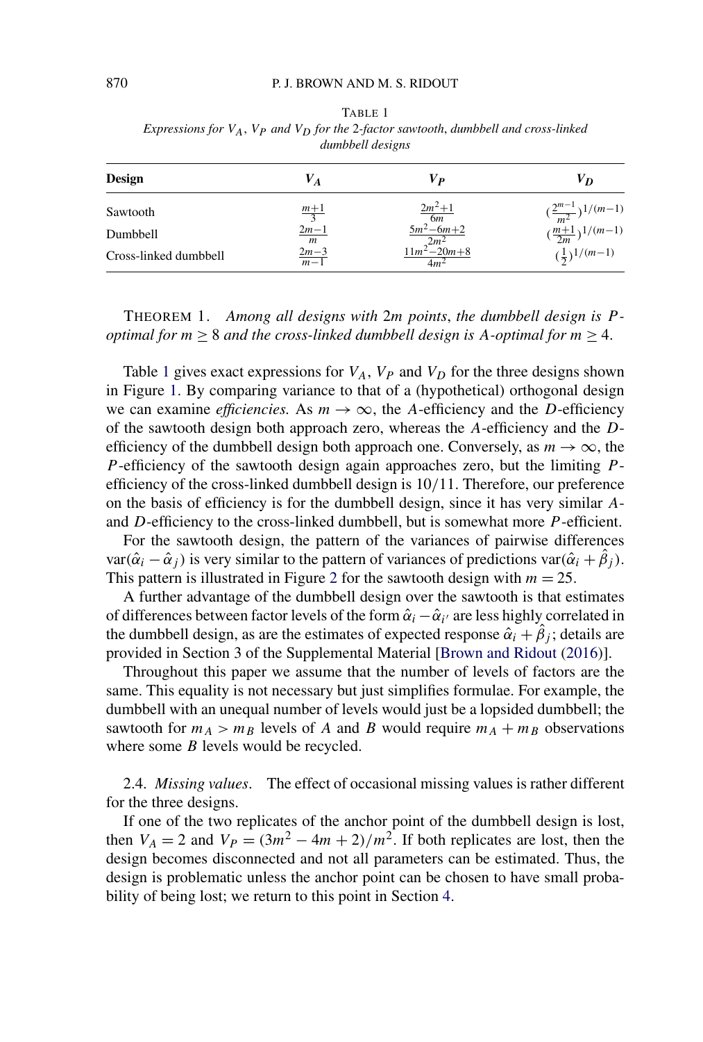TABLE 1

*Expressions for $V_A$, $V_P$ and $V_D$ for the 2-factor sawtooth, dumbbell and cross-linked dumbbell designs*

| **Design** | $V_A$ | $V_P$ | $V_D$ |
|---|---|---|---|
| Sawtooth | $\frac{m+1}{3}$ | $\frac{2m^2+1}{6m}$ | $(\frac{2^{m-1}}{m^2})^{1/(m-1)}$ |
| Dumbbell | $\frac{2m-1}{m}$ | $\frac{5m^2-6m+2}{2m^2}$ | $(\frac{m+1}{2m})^{1/(m-1)}$ |
| Cross-linked dumbbell | $\frac{2m-3}{m-1}$ | $\frac{11m^2-20m+8}{4m^2}$ | $(\frac{1}{2})^{1/(m-1)}$ |

THEOREM 1. *Among all designs with $2m$ points, the dumbbell design is $P$-optimal for $m \geq 8$ and the cross-linked dumbbell design is $A$-optimal for $m \geq 4$.*

Table 1 gives exact expressions for $V_A$, $V_P$ and $V_D$ for the three designs shown in Figure 1. By comparing variance to that of a (hypothetical) orthogonal design we can examine *efficiencies.* As $m \to \infty$, the $A$-efficiency and the $D$-efficiency of the sawtooth design both approach zero, whereas the $A$-efficiency and the $D$-efficiency of the dumbbell design both approach one. Conversely, as $m \to \infty$, the $P$-efficiency of the sawtooth design again approaches zero, but the limiting $P$-efficiency of the cross-linked dumbbell design is $10/11$. Therefore, our preference on the basis of efficiency is for the dumbbell design, since it has very similar $A$- and $D$-efficiency to the cross-linked dumbbell, but is somewhat more $P$-efficient.

For the sawtooth design, the pattern of the variances of pairwise differences $\text{var}(\hat{\alpha}_i - \hat{\alpha}_j)$ is very similar to the pattern of variances of predictions $\text{var}(\hat{\alpha}_i + \hat{\beta}_j)$. This pattern is illustrated in Figure 2 for the sawtooth design with $m = 25$.

A further advantage of the dumbbell design over the sawtooth is that estimates of differences between factor levels of the form $\hat{\alpha}_i - \hat{\alpha}_{i'}$ are less highly correlated in the dumbbell design, as are the estimates of expected response $\hat{\alpha}_i + \hat{\beta}_j$; details are provided in Section 3 of the Supplemental Material [Brown and Ridout (2016)].

Throughout this paper we assume that the number of levels of factors are the same. This equality is not necessary but just simplifies formulae. For example, the dumbbell with an unequal number of levels would just be a lopsided dumbbell; the sawtooth for $m_A > m_B$ levels of $A$ and $B$ would require $m_A + m_B$ observations where some $B$ levels would be recycled.

### 2.4. *Missing values.*

The effect of occasional missing values is rather different for the three designs.

If one of the two replicates of the anchor point of the dumbbell design is lost, then $V_A = 2$ and $V_P = (3m^2 - 4m + 2)/m^2$. If both replicates are lost, then the design becomes disconnected and not all parameters can be estimated. Thus, the design is problematic unless the anchor point can be chosen to have small probability of being lost; we return to this point in Section 4.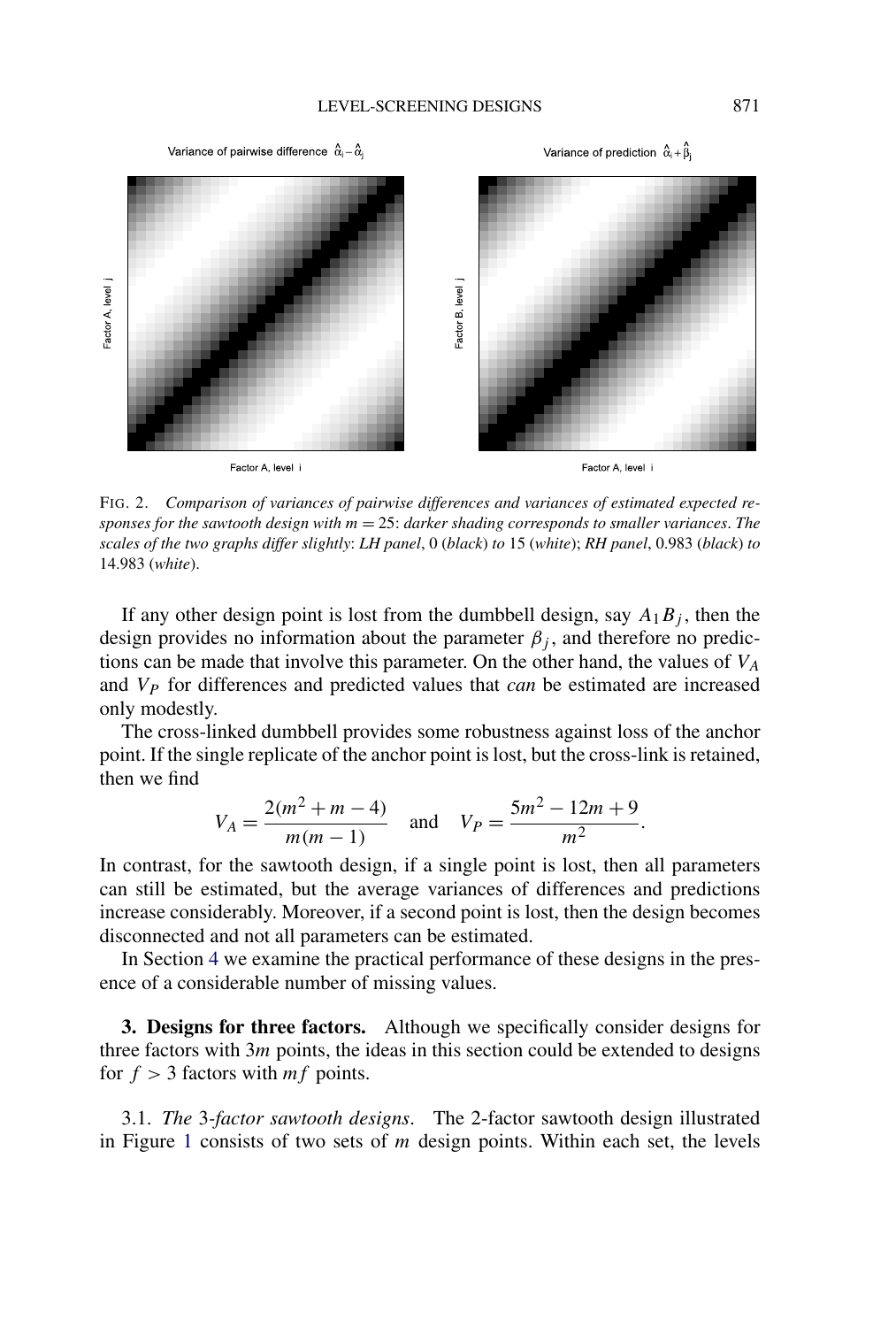FIG. 2. *Comparison of variances of pairwise differences and variances of estimated expected responses for the sawtooth design with $m = 25$: darker shading corresponds to smaller variances. The scales of the two graphs differ slightly: LH panel, 0 (black) to 15 (white); RH panel, 0.983 (black) to 14.983 (white).*

If any other design point is lost from the dumbbell design, say $A_1 B_j$, then the design provides no information about the parameter $\beta_j$, and therefore no predictions can be made that involve this parameter. On the other hand, the values of $V_A$ and $V_P$ for differences and predicted values that *can* be estimated are increased only modestly.

The cross-linked dumbbell provides some robustness against loss of the anchor point. If the single replicate of the anchor point is lost, but the cross-link is retained, then we find

$$V_A = \frac{2(m^2 + m - 4)}{m(m-1)} \quad \text{and} \quad V_P = \frac{5m^2 - 12m + 9}{m^2}.$$

In contrast, for the sawtooth design, if a single point is lost, then all parameters can still be estimated, but the average variances of differences and predictions increase considerably. Moreover, if a second point is lost, then the design becomes disconnected and not all parameters can be estimated.

In Section 4 we examine the practical performance of these designs in the presence of a considerable number of missing values.

## 3. Designs for three factors.

Although we specifically consider designs for three factors with $3m$ points, the ideas in this section could be extended to designs for $f > 3$ factors with $mf$ points.

### 3.1. *The* 3-*factor sawtooth designs*.

The 2-factor sawtooth design illustrated in Figure 1 consists of two sets of $m$ design points. Within each set, the levels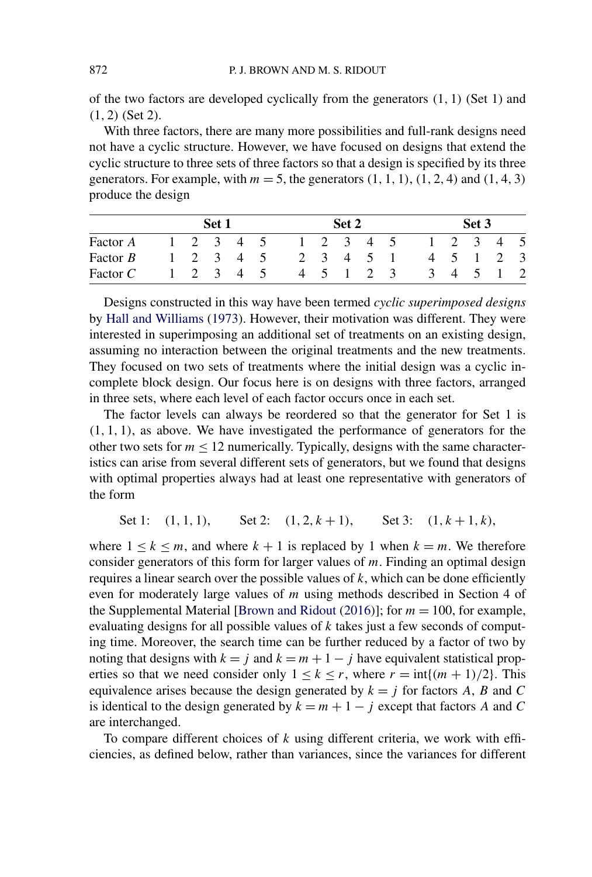of the two factors are developed cyclically from the generators (1, 1) (Set 1) and (1, 2) (Set 2).

With three factors, there are many more possibilities and full-rank designs need not have a cyclic structure. However, we have focused on designs that extend the cyclic structure to three sets of three factors so that a design is specified by its three generators. For example, with $m = 5$, the generators (1, 1, 1), (1, 2, 4) and (1, 4, 3) produce the design

| | **Set 1** | | | | | **Set 2** | | | | | **Set 3** | | | | |
|---|---|---|---|---|---|---|---|---|---|---|---|---|---|---|---|
| Factor *A* | 1 | 2 | 3 | 4 | 5 | 1 | 2 | 3 | 4 | 5 | 1 | 2 | 3 | 4 | 5 |
| Factor *B* | 1 | 2 | 3 | 4 | 5 | 2 | 3 | 4 | 5 | 1 | 4 | 5 | 1 | 2 | 3 |
| Factor *C* | 1 | 2 | 3 | 4 | 5 | 4 | 5 | 1 | 2 | 3 | 3 | 4 | 5 | 1 | 2 |

Designs constructed in this way have been termed *cyclic superimposed designs* by Hall and Williams (1973). However, their motivation was different. They were interested in superimposing an additional set of treatments on an existing design, assuming no interaction between the original treatments and the new treatments. They focused on two sets of treatments where the initial design was a cyclic incomplete block design. Our focus here is on designs with three factors, arranged in three sets, where each level of each factor occurs once in each set.

The factor levels can always be reordered so that the generator for Set 1 is (1, 1, 1), as above. We have investigated the performance of generators for the other two sets for $m \leq 12$ numerically. Typically, designs with the same characteristics can arise from several different sets of generators, but we found that designs with optimal properties always had at least one representative with generators of the form

$$\text{Set 1:} \quad (1, 1, 1), \qquad \text{Set 2:} \quad (1, 2, k+1), \qquad \text{Set 3:} \quad (1, k+1, k),$$

where $1 \leq k \leq m$, and where $k + 1$ is replaced by 1 when $k = m$. We therefore consider generators of this form for larger values of $m$. Finding an optimal design requires a linear search over the possible values of $k$, which can be done efficiently even for moderately large values of $m$ using methods described in Section 4 of the Supplemental Material [Brown and Ridout (2016)]; for $m = 100$, for example, evaluating designs for all possible values of $k$ takes just a few seconds of computing time. Moreover, the search time can be further reduced by a factor of two by noting that designs with $k = j$ and $k = m + 1 - j$ have equivalent statistical properties so that we need consider only $1 \leq k \leq r$, where $r = \text{int}\{(m + 1)/2\}$. This equivalence arises because the design generated by $k = j$ for factors *A*, *B* and *C* is identical to the design generated by $k = m + 1 - j$ except that factors *A* and *C* are interchanged.

To compare different choices of $k$ using different criteria, we work with efficiencies, as defined below, rather than variances, since the variances for different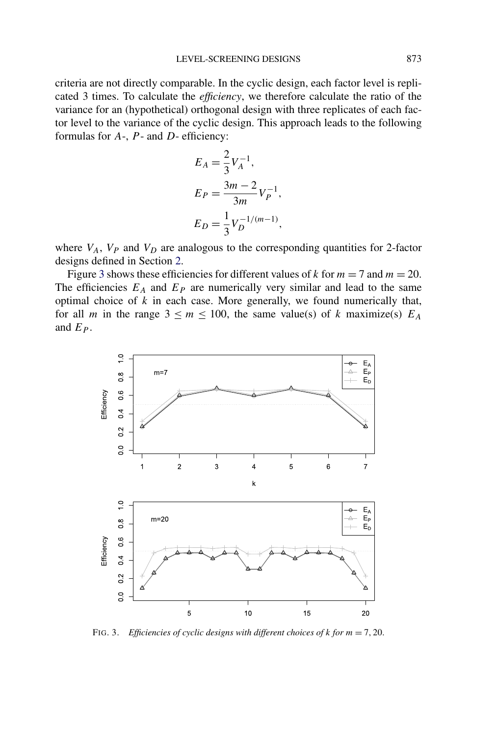criteria are not directly comparable. In the cyclic design, each factor level is replicated 3 times. To calculate the *efficiency*, we therefore calculate the ratio of the variance for an (hypothetical) orthogonal design with three replicates of each factor level to the variance of the cyclic design. This approach leads to the following formulas for $A$-, $P$- and $D$- efficiency:

$$E_A = \frac{2}{3} V_A^{-1},$$

$$E_P = \frac{3m-2}{3m} V_P^{-1},$$

$$E_D = \frac{1}{3} V_D^{-1/(m-1)},$$

where $V_A$, $V_P$ and $V_D$ are analogous to the corresponding quantities for 2-factor designs defined in Section 2.

Figure 3 shows these efficiencies for different values of $k$ for $m = 7$ and $m = 20$. The efficiencies $E_A$ and $E_P$ are numerically very similar and lead to the same optimal choice of $k$ in each case. More generally, we found numerically that, for all $m$ in the range $3 \leq m \leq 100$, the same value(s) of $k$ maximize(s) $E_A$ and $E_P$.

FIG. 3. *Efficiencies of cyclic designs with different choices of $k$ for $m = 7, 20$.*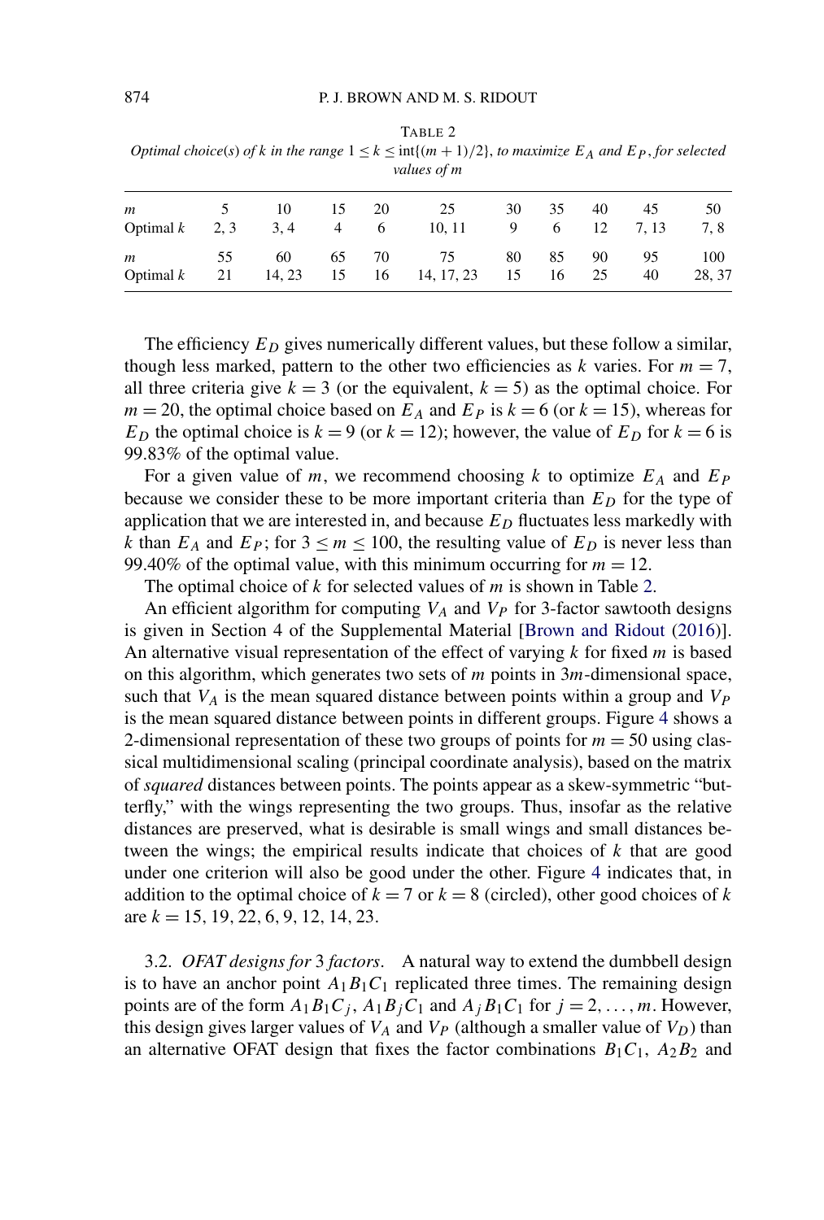TABLE 2

*Optimal choice(s) of $k$ in the range $1 \leq k \leq \text{int}\{(m+1)/2\}$, to maximize $E_A$ and $E_P$, for selected values of $m$*

| $m$ | 5 | 10 | 15 | 20 | 25 | 30 | 35 | 40 | 45 | 50 |
|---|---|---|---|---|---|---|---|---|---|---|
| Optimal $k$ | 2, 3 | 3, 4 | 4 | 6 | 10, 11 | 9 | 6 | 12 | 7, 13 | 7, 8 |
| $m$ | 55 | 60 | 65 | 70 | 75 | 80 | 85 | 90 | 95 | 100 |
| Optimal $k$ | 21 | 14, 23 | 15 | 16 | 14, 17, 23 | 15 | 16 | 25 | 40 | 28, 37 |

The efficiency $E_D$ gives numerically different values, but these follow a similar, though less marked, pattern to the other two efficiencies as $k$ varies. For $m = 7$, all three criteria give $k = 3$ (or the equivalent, $k = 5$) as the optimal choice. For $m = 20$, the optimal choice based on $E_A$ and $E_P$ is $k = 6$ (or $k = 15$), whereas for $E_D$ the optimal choice is $k = 9$ (or $k = 12$); however, the value of $E_D$ for $k = 6$ is 99.83% of the optimal value.

For a given value of $m$, we recommend choosing $k$ to optimize $E_A$ and $E_P$ because we consider these to be more important criteria than $E_D$ for the type of application that we are interested in, and because $E_D$ fluctuates less markedly with $k$ than $E_A$ and $E_P$; for $3 \leq m \leq 100$, the resulting value of $E_D$ is never less than 99.40% of the optimal value, with this minimum occurring for $m = 12$.

The optimal choice of $k$ for selected values of $m$ is shown in Table 2.

An efficient algorithm for computing $V_A$ and $V_P$ for 3-factor sawtooth designs is given in Section 4 of the Supplemental Material [Brown and Ridout (2016)]. An alternative visual representation of the effect of varying $k$ for fixed $m$ is based on this algorithm, which generates two sets of $m$ points in $3m$-dimensional space, such that $V_A$ is the mean squared distance between points within a group and $V_P$ is the mean squared distance between points in different groups. Figure 4 shows a 2-dimensional representation of these two groups of points for $m = 50$ using classical multidimensional scaling (principal coordinate analysis), based on the matrix of *squared* distances between points. The points appear as a skew-symmetric "butterfly," with the wings representing the two groups. Thus, insofar as the relative distances are preserved, what is desirable is small wings and small distances between the wings; the empirical results indicate that choices of $k$ that are good under one criterion will also be good under the other. Figure 4 indicates that, in addition to the optimal choice of $k = 7$ or $k = 8$ (circled), other good choices of $k$ are $k = 15, 19, 22, 6, 9, 12, 14, 23$.

3.2. *OFAT designs for* 3 *factors*. A natural way to extend the dumbbell design is to have an anchor point $A_1B_1C_1$ replicated three times. The remaining design points are of the form $A_1B_1C_j$, $A_1B_jC_1$ and $A_jB_1C_1$ for $j = 2, \dots, m$. However, this design gives larger values of $V_A$ and $V_P$ (although a smaller value of $V_D$) than an alternative OFAT design that fixes the factor combinations $B_1C_1$, $A_2B_2$ and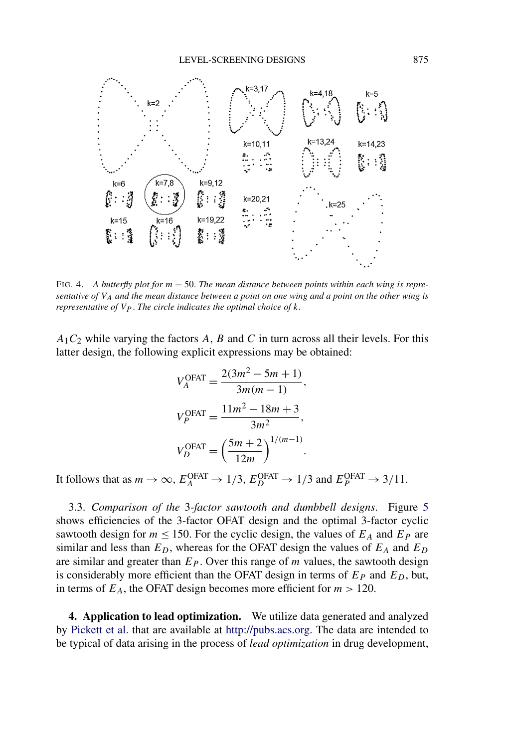FIG. 4. *A butterfly plot for $m = 50$. The mean distance between points within each wing is representative of $V_A$ and the mean distance between a point on one wing and a point on the other wing is representative of $V_P$. The circle indicates the optimal choice of $k$.*

$A_1C_2$ while varying the factors $A$, $B$ and $C$ in turn across all their levels. For this latter design, the following explicit expressions may be obtained:

$$V_A^{\text{OFAT}} = \frac{2(3m^2 - 5m + 1)}{3m(m-1)},$$

$$V_P^{\text{OFAT}} = \frac{11m^2 - 18m + 3}{3m^2},$$

$$V_D^{\text{OFAT}} = \left(\frac{5m+2}{12m}\right)^{1/(m-1)}.$$

It follows that as $m \to \infty$, $E_A^{\text{OFAT}} \to 1/3$, $E_D^{\text{OFAT}} \to 1/3$ and $E_P^{\text{OFAT}} \to 3/11$.

3.3. *Comparison of the 3-factor sawtooth and dumbbell designs.* Figure 5 shows efficiencies of the 3-factor OFAT design and the optimal 3-factor cyclic sawtooth design for $m \leq 150$. For the cyclic design, the values of $E_A$ and $E_P$ are similar and less than $E_D$, whereas for the OFAT design the values of $E_A$ and $E_D$ are similar and greater than $E_P$. Over this range of $m$ values, the sawtooth design is considerably more efficient than the OFAT design in terms of $E_P$ and $E_D$, but, in terms of $E_A$, the OFAT design becomes more efficient for $m > 120$.

**4. Application to lead optimization.** We utilize data generated and analyzed by Pickett et al. that are available at http://pubs.acs.org. The data are intended to be typical of data arising in the process of *lead optimization* in drug development,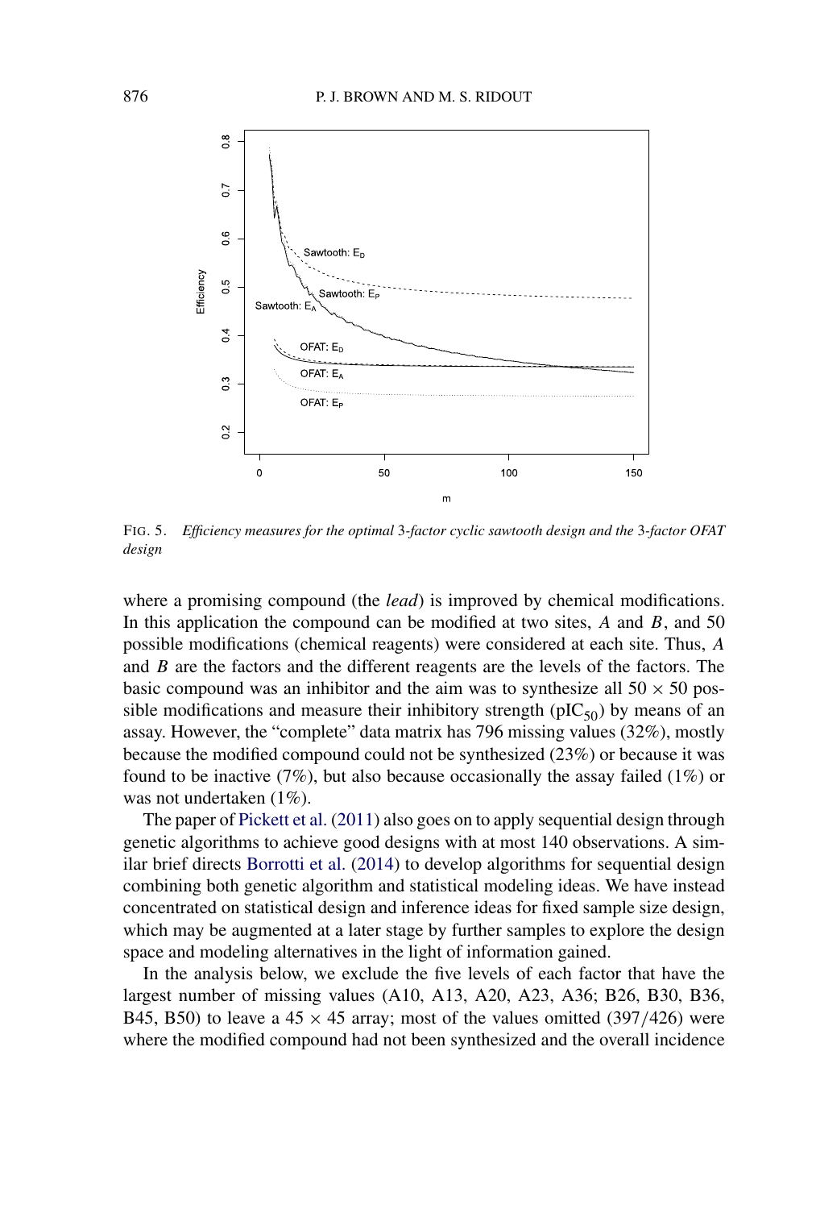FIG. 5. *Efficiency measures for the optimal* 3*-factor cyclic sawtooth design and the* 3*-factor OFAT design*

where a promising compound (the *lead*) is improved by chemical modifications. In this application the compound can be modified at two sites, $A$ and $B$, and 50 possible modifications (chemical reagents) were considered at each site. Thus, $A$ and $B$ are the factors and the different reagents are the levels of the factors. The basic compound was an inhibitor and the aim was to synthesize all $50 \times 50$ possible modifications and measure their inhibitory strength ($\text{pIC}_{50}$) by means of an assay. However, the "complete" data matrix has 796 missing values (32%), mostly because the modified compound could not be synthesized (23%) or because it was found to be inactive (7%), but also because occasionally the assay failed (1%) or was not undertaken (1%).

The paper of Pickett et al. (2011) also goes on to apply sequential design through genetic algorithms to achieve good designs with at most 140 observations. A similar brief directs Borrotti et al. (2014) to develop algorithms for sequential design combining both genetic algorithm and statistical modeling ideas. We have instead concentrated on statistical design and inference ideas for fixed sample size design, which may be augmented at a later stage by further samples to explore the design space and modeling alternatives in the light of information gained.

In the analysis below, we exclude the five levels of each factor that have the largest number of missing values (A10, A13, A20, A23, A36; B26, B30, B36, B45, B50) to leave a $45 \times 45$ array; most of the values omitted (397/426) were where the modified compound had not been synthesized and the overall incidence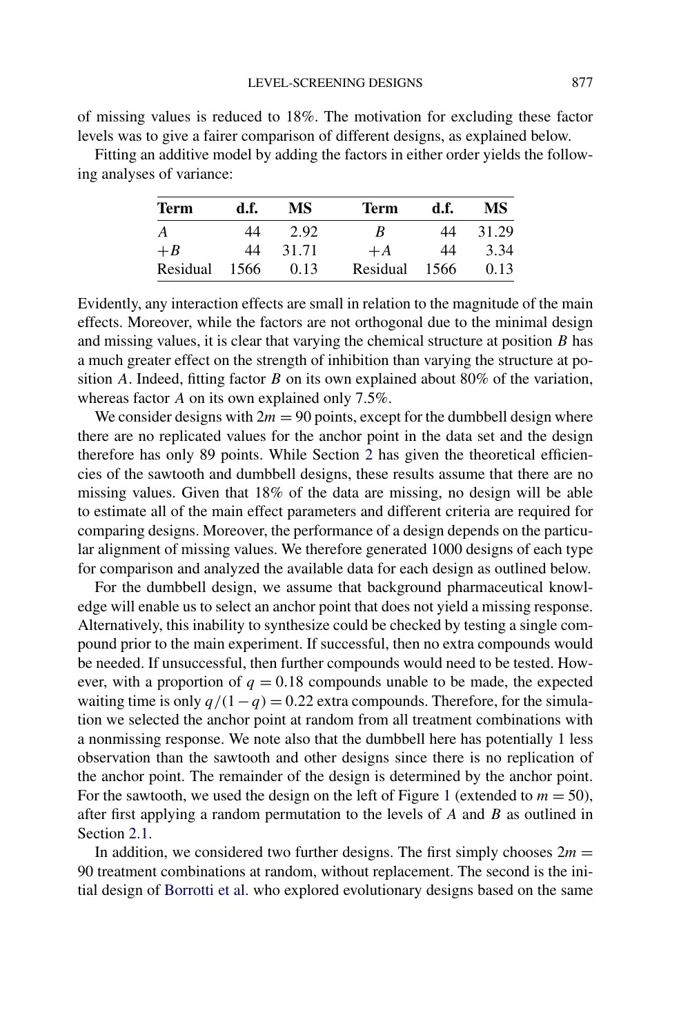of missing values is reduced to 18%. The motivation for excluding these factor levels was to give a fairer comparison of different designs, as explained below.

Fitting an additive model by adding the factors in either order yields the following analyses of variance:

| **Term** | **d.f.** | **MS** | **Term** | **d.f.** | **MS** |
|---|---|---|---|---|---|
| $A$ | 44 | 2.92 | $B$ | 44 | 31.29 |
| $+B$ | 44 | 31.71 | $+A$ | 44 | 3.34 |
| Residual | 1566 | 0.13 | Residual | 1566 | 0.13 |

Evidently, any interaction effects are small in relation to the magnitude of the main effects. Moreover, while the factors are not orthogonal due to the minimal design and missing values, it is clear that varying the chemical structure at position $B$ has a much greater effect on the strength of inhibition than varying the structure at position $A$. Indeed, fitting factor $B$ on its own explained about 80% of the variation, whereas factor $A$ on its own explained only 7.5%.

We consider designs with $2m = 90$ points, except for the dumbbell design where there are no replicated values for the anchor point in the data set and the design therefore has only 89 points. While Section 2 has given the theoretical efficiencies of the sawtooth and dumbbell designs, these results assume that there are no missing values. Given that 18% of the data are missing, no design will be able to estimate all of the main effect parameters and different criteria are required for comparing designs. Moreover, the performance of a design depends on the particular alignment of missing values. We therefore generated 1000 designs of each type for comparison and analyzed the available data for each design as outlined below.

For the dumbbell design, we assume that background pharmaceutical knowledge will enable us to select an anchor point that does not yield a missing response. Alternatively, this inability to synthesize could be checked by testing a single compound prior to the main experiment. If successful, then no extra compounds would be needed. If unsuccessful, then further compounds would need to be tested. However, with a proportion of $q = 0.18$ compounds unable to be made, the expected waiting time is only $q/(1 - q) = 0.22$ extra compounds. Therefore, for the simulation we selected the anchor point at random from all treatment combinations with a nonmissing response. We note also that the dumbbell here has potentially 1 less observation than the sawtooth and other designs since there is no replication of the anchor point. The remainder of the design is determined by the anchor point. For the sawtooth, we used the design on the left of Figure 1 (extended to $m = 50$), after first applying a random permutation to the levels of $A$ and $B$ as outlined in Section 2.1.

In addition, we considered two further designs. The first simply chooses $2m = 90$ treatment combinations at random, without replacement. The second is the initial design of Borrotti et al. who explored evolutionary designs based on the same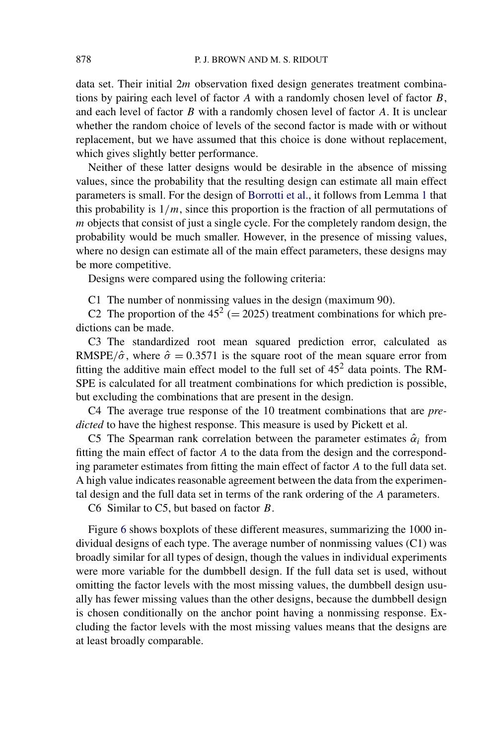data set. Their initial $2m$ observation fixed design generates treatment combinations by pairing each level of factor $A$ with a randomly chosen level of factor $B$, and each level of factor $B$ with a randomly chosen level of factor $A$. It is unclear whether the random choice of levels of the second factor is made with or without replacement, but we have assumed that this choice is done without replacement, which gives slightly better performance.

Neither of these latter designs would be desirable in the absence of missing values, since the probability that the resulting design can estimate all main effect parameters is small. For the design of Borrotti et al., it follows from Lemma 1 that this probability is $1/m$, since this proportion is the fraction of all permutations of $m$ objects that consist of just a single cycle. For the completely random design, the probability would be much smaller. However, in the presence of missing values, where no design can estimate all of the main effect parameters, these designs may be more competitive.

Designs were compared using the following criteria:

C1 The number of nonmissing values in the design (maximum 90).

C2 The proportion of the $45^2$ ($= 2025$) treatment combinations for which predictions can be made.

C3 The standardized root mean squared prediction error, calculated as RMSPE/$\hat{\sigma}$, where $\hat{\sigma} = 0.3571$ is the square root of the mean square error from fitting the additive main effect model to the full set of $45^2$ data points. The RMSPE is calculated for all treatment combinations for which prediction is possible, but excluding the combinations that are present in the design.

C4 The average true response of the 10 treatment combinations that are *predicted* to have the highest response. This measure is used by Pickett et al.

C5 The Spearman rank correlation between the parameter estimates $\hat{\alpha}_i$ from fitting the main effect of factor $A$ to the data from the design and the corresponding parameter estimates from fitting the main effect of factor $A$ to the full data set. A high value indicates reasonable agreement between the data from the experimental design and the full data set in terms of the rank ordering of the $A$ parameters.

C6 Similar to C5, but based on factor $B$.

Figure 6 shows boxplots of these different measures, summarizing the 1000 individual designs of each type. The average number of nonmissing values (C1) was broadly similar for all types of design, though the values in individual experiments were more variable for the dumbbell design. If the full data set is used, without omitting the factor levels with the most missing values, the dumbbell design usually has fewer missing values than the other designs, because the dumbbell design is chosen conditionally on the anchor point having a nonmissing response. Excluding the factor levels with the most missing values means that the designs are at least broadly comparable.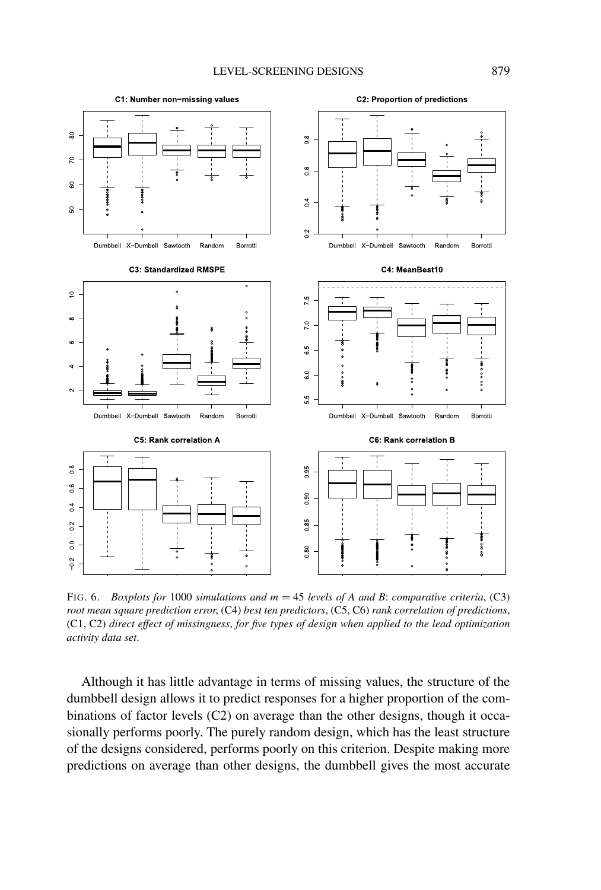FIG. 6. *Boxplots for* 1000 *simulations and* $m = 45$ *levels of A and B*: *comparative criteria*, (C3) *root mean square prediction error*, (C4) *best ten predictors*, (C5, C6) *rank correlation of predictions*, (C1, C2) *direct effect of missingness*, *for five types of design when applied to the lead optimization activity data set*.

Although it has little advantage in terms of missing values, the structure of the dumbbell design allows it to predict responses for a higher proportion of the combinations of factor levels (C2) on average than the other designs, though it occasionally performs poorly. The purely random design, which has the least structure of the designs considered, performs poorly on this criterion. Despite making more predictions on average than other designs, the dumbbell gives the most accurate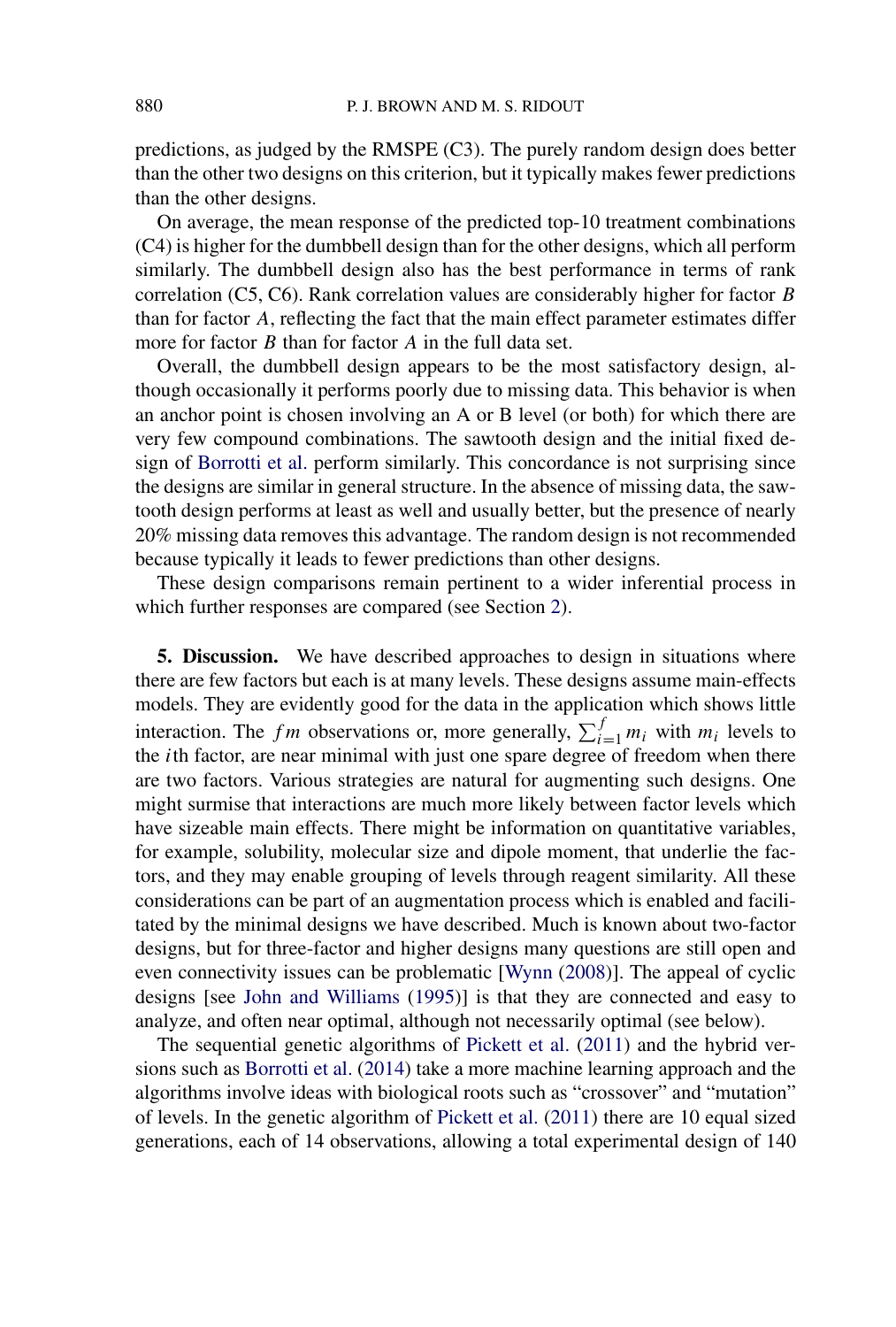predictions, as judged by the RMSPE (C3). The purely random design does better than the other two designs on this criterion, but it typically makes fewer predictions than the other designs.

On average, the mean response of the predicted top-10 treatment combinations (C4) is higher for the dumbbell design than for the other designs, which all perform similarly. The dumbbell design also has the best performance in terms of rank correlation (C5, C6). Rank correlation values are considerably higher for factor $B$ than for factor $A$, reflecting the fact that the main effect parameter estimates differ more for factor $B$ than for factor $A$ in the full data set.

Overall, the dumbbell design appears to be the most satisfactory design, although occasionally it performs poorly due to missing data. This behavior is when an anchor point is chosen involving an A or B level (or both) for which there are very few compound combinations. The sawtooth design and the initial fixed design of Borrotti et al. perform similarly. This concordance is not surprising since the designs are similar in general structure. In the absence of missing data, the sawtooth design performs at least as well and usually better, but the presence of nearly 20% missing data removes this advantage. The random design is not recommended because typically it leads to fewer predictions than other designs.

These design comparisons remain pertinent to a wider inferential process in which further responses are compared (see Section 2).

**5. Discussion.** We have described approaches to design in situations where there are few factors but each is at many levels. These designs assume main-effects models. They are evidently good for the data in the application which shows little interaction. The $fm$ observations or, more generally, $\sum_{i=1}^{f} m_i$ with $m_i$ levels to the $i$th factor, are near minimal with just one spare degree of freedom when there are two factors. Various strategies are natural for augmenting such designs. One might surmise that interactions are much more likely between factor levels which have sizeable main effects. There might be information on quantitative variables, for example, solubility, molecular size and dipole moment, that underlie the factors, and they may enable grouping of levels through reagent similarity. All these considerations can be part of an augmentation process which is enabled and facilitated by the minimal designs we have described. Much is known about two-factor designs, but for three-factor and higher designs many questions are still open and even connectivity issues can be problematic [Wynn (2008)]. The appeal of cyclic designs [see John and Williams (1995)] is that they are connected and easy to analyze, and often near optimal, although not necessarily optimal (see below).

The sequential genetic algorithms of Pickett et al. (2011) and the hybrid versions such as Borrotti et al. (2014) take a more machine learning approach and the algorithms involve ideas with biological roots such as "crossover" and "mutation" of levels. In the genetic algorithm of Pickett et al. (2011) there are 10 equal sized generations, each of 14 observations, allowing a total experimental design of 140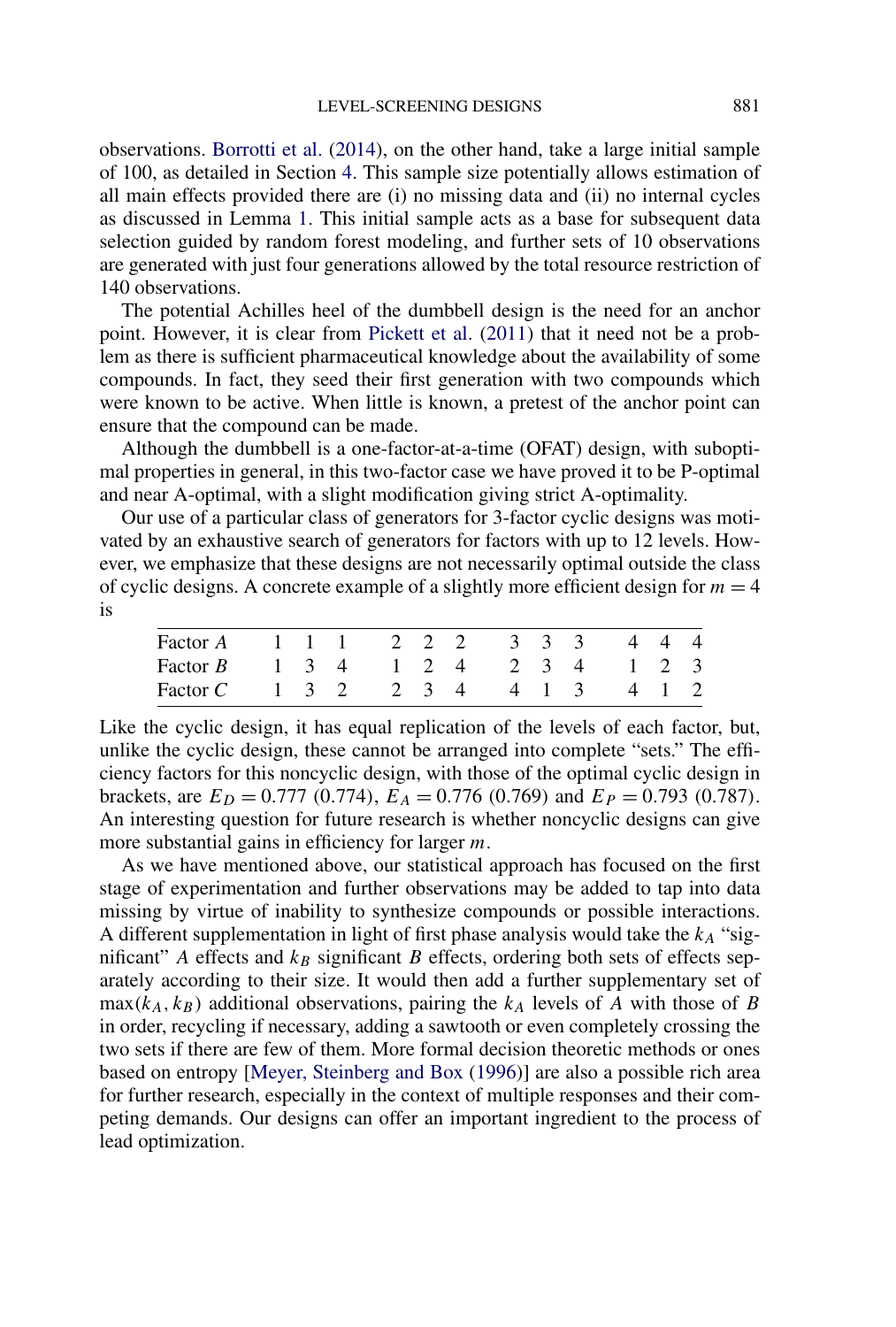observations. Borrotti et al. (2014), on the other hand, take a large initial sample of 100, as detailed in Section 4. This sample size potentially allows estimation of all main effects provided there are (i) no missing data and (ii) no internal cycles as discussed in Lemma 1. This initial sample acts as a base for subsequent data selection guided by random forest modeling, and further sets of 10 observations are generated with just four generations allowed by the total resource restriction of 140 observations.

The potential Achilles heel of the dumbbell design is the need for an anchor point. However, it is clear from Pickett et al. (2011) that it need not be a problem as there is sufficient pharmaceutical knowledge about the availability of some compounds. In fact, they seed their first generation with two compounds which were known to be active. When little is known, a pretest of the anchor point can ensure that the compound can be made.

Although the dumbbell is a one-factor-at-a-time (OFAT) design, with suboptimal properties in general, in this two-factor case we have proved it to be P-optimal and near A-optimal, with a slight modification giving strict A-optimality.

Our use of a particular class of generators for 3-factor cyclic designs was motivated by an exhaustive search of generators for factors with up to 12 levels. However, we emphasize that these designs are not necessarily optimal outside the class of cyclic designs. A concrete example of a slightly more efficient design for $m = 4$ is

| Factor $A$ | 1 | 1 | 1 | 2 | 2 | 2 | 3 | 3 | 3 | 4 | 4 | 4 |
|---|---|---|---|---|---|---|---|---|---|---|---|---|
| Factor $B$ | 1 | 3 | 4 | 1 | 2 | 4 | 2 | 3 | 4 | 1 | 2 | 3 |
| Factor $C$ | 1 | 3 | 2 | 2 | 3 | 4 | 4 | 1 | 3 | 4 | 1 | 2 |

Like the cyclic design, it has equal replication of the levels of each factor, but, unlike the cyclic design, these cannot be arranged into complete "sets." The efficiency factors for this noncyclic design, with those of the optimal cyclic design in brackets, are $E_D = 0.777$ (0.774), $E_A = 0.776$ (0.769) and $E_P = 0.793$ (0.787). An interesting question for future research is whether noncyclic designs can give more substantial gains in efficiency for larger $m$.

As we have mentioned above, our statistical approach has focused on the first stage of experimentation and further observations may be added to tap into data missing by virtue of inability to synthesize compounds or possible interactions. A different supplementation in light of first phase analysis would take the $k_A$ "significant" $A$ effects and $k_B$ significant $B$ effects, ordering both sets of effects separately according to their size. It would then add a further supplementary set of $\max(k_A, k_B)$ additional observations, pairing the $k_A$ levels of $A$ with those of $B$ in order, recycling if necessary, adding a sawtooth or even completely crossing the two sets if there are few of them. More formal decision theoretic methods or ones based on entropy [Meyer, Steinberg and Box (1996)] are also a possible rich area for further research, especially in the context of multiple responses and their competing demands. Our designs can offer an important ingredient to the process of lead optimization.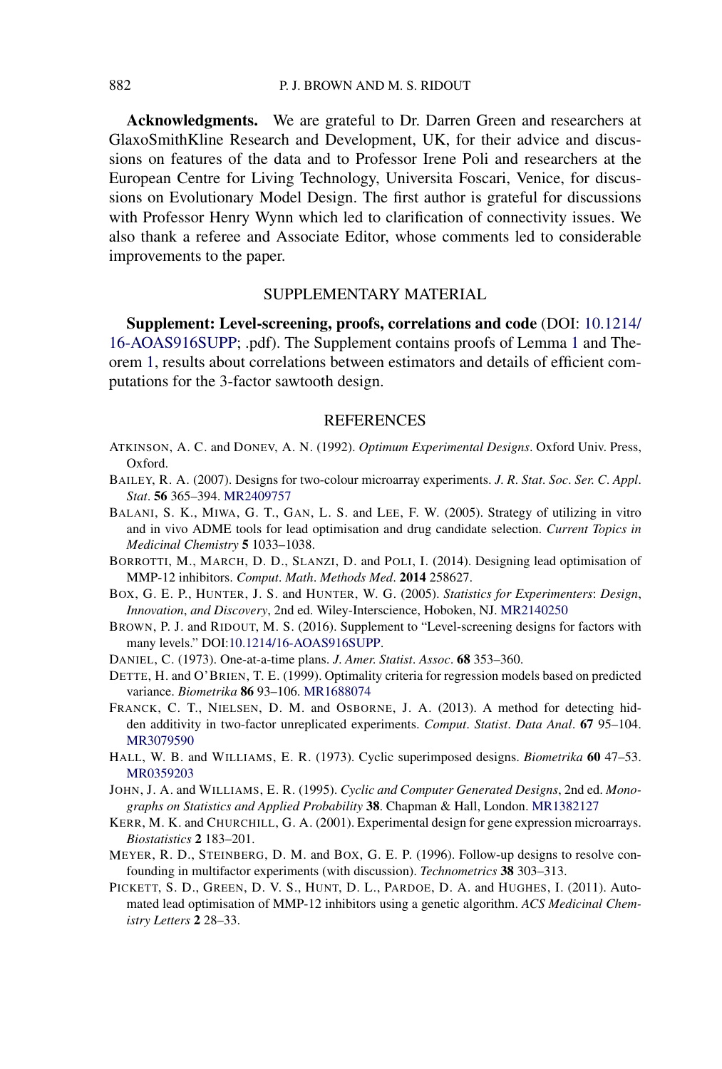**Acknowledgments.** We are grateful to Dr. Darren Green and researchers at GlaxoSmithKline Research and Development, UK, for their advice and discussions on features of the data and to Professor Irene Poli and researchers at the European Centre for Living Technology, Universita Foscari, Venice, for discussions on Evolutionary Model Design. The first author is grateful for discussions with Professor Henry Wynn which led to clarification of connectivity issues. We also thank a referee and Associate Editor, whose comments led to considerable improvements to the paper.

## SUPPLEMENTARY MATERIAL

**Supplement: Level-screening, proofs, correlations and code** (DOI: 10.1214/16-AOAS916SUPP; .pdf). The Supplement contains proofs of Lemma 1 and Theorem 1, results about correlations between estimators and details of efficient computations for the 3-factor sawtooth design.

## REFERENCES

ATKINSON, A. C. and DONEV, A. N. (1992). *Optimum Experimental Designs*. Oxford Univ. Press, Oxford.

BAILEY, R. A. (2007). Designs for two-colour microarray experiments. *J. R. Stat. Soc. Ser. C. Appl. Stat.* **56** 365–394. MR2409757

BALANI, S. K., MIWA, G. T., GAN, L. S. and LEE, F. W. (2005). Strategy of utilizing in vitro and in vivo ADME tools for lead optimisation and drug candidate selection. *Current Topics in Medicinal Chemistry* **5** 1033–1038.

BORROTTI, M., MARCH, D. D., SLANZI, D. and POLI, I. (2014). Designing lead optimisation of MMP-12 inhibitors. *Comput. Math. Methods Med.* **2014** 258627.

BOX, G. E. P., HUNTER, J. S. and HUNTER, W. G. (2005). *Statistics for Experimenters: Design, Innovation, and Discovery*, 2nd ed. Wiley-Interscience, Hoboken, NJ. MR2140250

BROWN, P. J. and RIDOUT, M. S. (2016). Supplement to "Level-screening designs for factors with many levels." DOI:10.1214/16-AOAS916SUPP.

DANIEL, C. (1973). One-at-a-time plans. *J. Amer. Statist. Assoc.* **68** 353–360.

DETTE, H. and O'BRIEN, T. E. (1999). Optimality criteria for regression models based on predicted variance. *Biometrika* **86** 93–106. MR1688074

FRANCK, C. T., NIELSEN, D. M. and OSBORNE, J. A. (2013). A method for detecting hidden additivity in two-factor unreplicated experiments. *Comput. Statist. Data Anal.* **67** 95–104. MR3079590

HALL, W. B. and WILLIAMS, E. R. (1973). Cyclic superimposed designs. *Biometrika* **60** 47–53. MR0359203

JOHN, J. A. and WILLIAMS, E. R. (1995). *Cyclic and Computer Generated Designs*, 2nd ed. *Monographs on Statistics and Applied Probability* **38**. Chapman & Hall, London. MR1382127

KERR, M. K. and CHURCHILL, G. A. (2001). Experimental design for gene expression microarrays. *Biostatistics* **2** 183–201.

MEYER, R. D., STEINBERG, D. M. and BOX, G. E. P. (1996). Follow-up designs to resolve confounding in multifactor experiments (with discussion). *Technometrics* **38** 303–313.

PICKETT, S. D., GREEN, D. V. S., HUNT, D. L., PARDOE, D. A. and HUGHES, I. (2011). Automated lead optimisation of MMP-12 inhibitors using a genetic algorithm. *ACS Medicinal Chemistry Letters* **2** 28–33.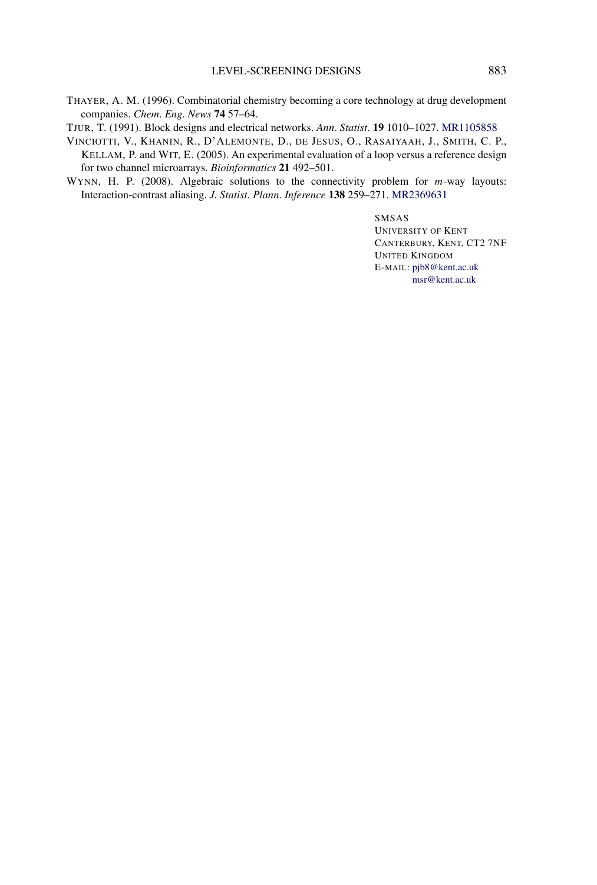THAYER, A. M. (1996). Combinatorial chemistry becoming a core technology at drug development companies. *Chem. Eng. News* **74** 57–64.

TJUR, T. (1991). Block designs and electrical networks. *Ann. Statist.* **19** 1010–1027. MR1105858

VINCIOTTI, V., KHANIN, R., D'ALEMONTE, D., DE JESUS, O., RASAIYAAH, J., SMITH, C. P., KELLAM, P. and WIT, E. (2005). An experimental evaluation of a loop versus a reference design for two channel microarrays. *Bioinformatics* **21** 492–501.

WYNN, H. P. (2008). Algebraic solutions to the connectivity problem for *m*-way layouts: Interaction-contrast aliasing. *J. Statist. Plann. Inference* **138** 259–271. MR2369631

SMSAS
UNIVERSITY OF KENT
CANTERBURY, KENT, CT2 7NF
UNITED KINGDOM
E-MAIL: pjb8@kent.ac.uk
msr@kent.ac.uk